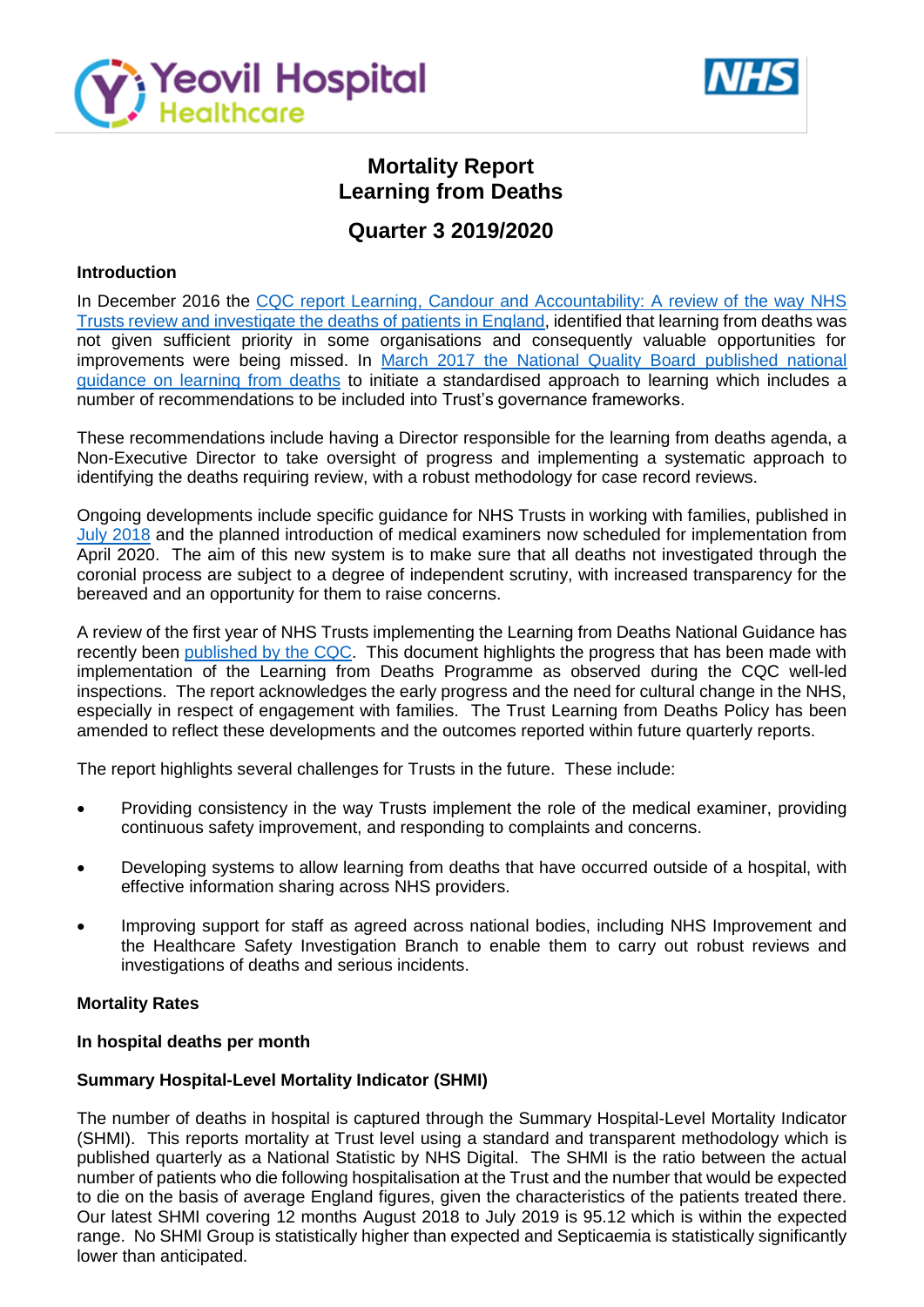# Mortality Report
# Learning from Deaths

## Quarter 3 2019/2020

### Introduction

In December 2016 the [CQC report Learning, Candour and Accountability: A review of the way NHS Trusts review and investigate the deaths of patients in England](), identified that learning from deaths was not given sufficient priority in some organisations and consequently valuable opportunities for improvements were being missed. In [March 2017 the National Quality Board published national guidance on learning from deaths]() to initiate a standardised approach to learning which includes a number of recommendations to be included into Trust's governance frameworks.

These recommendations include having a Director responsible for the learning from deaths agenda, a Non-Executive Director to take oversight of progress and implementing a systematic approach to identifying the deaths requiring review, with a robust methodology for case record reviews.

Ongoing developments include specific guidance for NHS Trusts in working with families, published in [July 2018]() and the planned introduction of medical examiners now scheduled for implementation from April 2020. The aim of this new system is to make sure that all deaths not investigated through the coronial process are subject to a degree of independent scrutiny, with increased transparency for the bereaved and an opportunity for them to raise concerns.

A review of the first year of NHS Trusts implementing the Learning from Deaths National Guidance has recently been [published by the CQC](). This document highlights the progress that has been made with implementation of the Learning from Deaths Programme as observed during the CQC well-led inspections. The report acknowledges the early progress and the need for cultural change in the NHS, especially in respect of engagement with families. The Trust Learning from Deaths Policy has been amended to reflect these developments and the outcomes reported within future quarterly reports.

The report highlights several challenges for Trusts in the future. These include:

- Providing consistency in the way Trusts implement the role of the medical examiner, providing continuous safety improvement, and responding to complaints and concerns.
- Developing systems to allow learning from deaths that have occurred outside of a hospital, with effective information sharing across NHS providers.
- Improving support for staff as agreed across national bodies, including NHS Improvement and the Healthcare Safety Investigation Branch to enable them to carry out robust reviews and investigations of deaths and serious incidents.

### Mortality Rates

#### In hospital deaths per month

#### Summary Hospital-Level Mortality Indicator (SHMI)

The number of deaths in hospital is captured through the Summary Hospital-Level Mortality Indicator (SHMI). This reports mortality at Trust level using a standard and transparent methodology which is published quarterly as a National Statistic by NHS Digital. The SHMI is the ratio between the actual number of patients who die following hospitalisation at the Trust and the number that would be expected to die on the basis of average England figures, given the characteristics of the patients treated there. Our latest SHMI covering 12 months August 2018 to July 2019 is 95.12 which is within the expected range. No SHMI Group is statistically higher than expected and Septicaemia is statistically significantly lower than anticipated.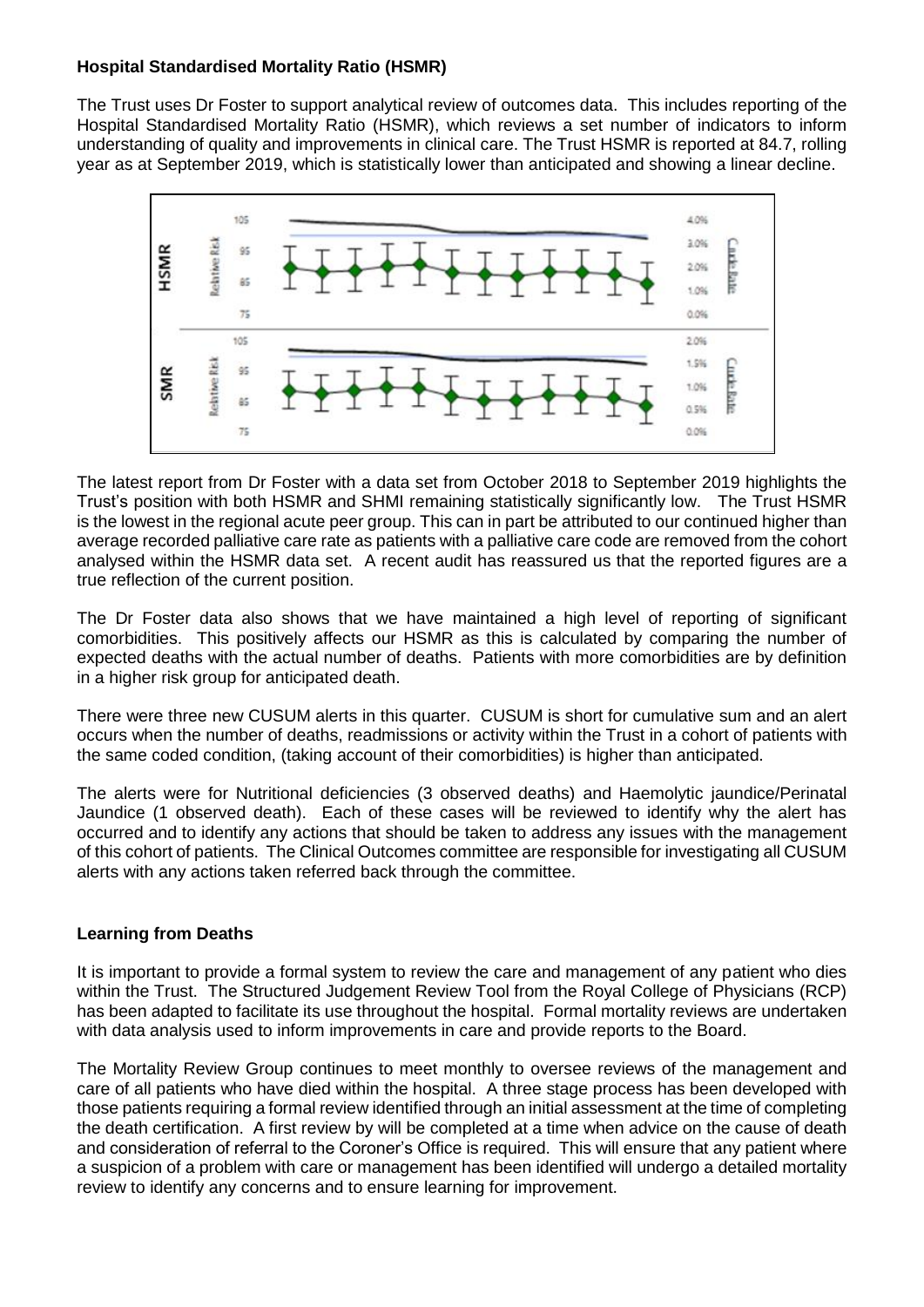**Hospital Standardised Mortality Ratio (HSMR)**

The Trust uses Dr Foster to support analytical review of outcomes data. This includes reporting of the Hospital Standardised Mortality Ratio (HSMR), which reviews a set number of indicators to inform understanding of quality and improvements in clinical care. The Trust HSMR is reported at 84.7, rolling year as at September 2019, which is statistically lower than anticipated and showing a linear decline.

The latest report from Dr Foster with a data set from October 2018 to September 2019 highlights the Trust's position with both HSMR and SHMI remaining statistically significantly low. The Trust HSMR is the lowest in the regional acute peer group. This can in part be attributed to our continued higher than average recorded palliative care rate as patients with a palliative care code are removed from the cohort analysed within the HSMR data set. A recent audit has reassured us that the reported figures are a true reflection of the current position.

The Dr Foster data also shows that we have maintained a high level of reporting of significant comorbidities. This positively affects our HSMR as this is calculated by comparing the number of expected deaths with the actual number of deaths. Patients with more comorbidities are by definition in a higher risk group for anticipated death.

There were three new CUSUM alerts in this quarter. CUSUM is short for cumulative sum and an alert occurs when the number of deaths, readmissions or activity within the Trust in a cohort of patients with the same coded condition, (taking account of their comorbidities) is higher than anticipated.

The alerts were for Nutritional deficiencies (3 observed deaths) and Haemolytic jaundice/Perinatal Jaundice (1 observed death). Each of these cases will be reviewed to identify why the alert has occurred and to identify any actions that should be taken to address any issues with the management of this cohort of patients. The Clinical Outcomes committee are responsible for investigating all CUSUM alerts with any actions taken referred back through the committee.

**Learning from Deaths**

It is important to provide a formal system to review the care and management of any patient who dies within the Trust. The Structured Judgement Review Tool from the Royal College of Physicians (RCP) has been adapted to facilitate its use throughout the hospital. Formal mortality reviews are undertaken with data analysis used to inform improvements in care and provide reports to the Board.

The Mortality Review Group continues to meet monthly to oversee reviews of the management and care of all patients who have died within the hospital. A three stage process has been developed with those patients requiring a formal review identified through an initial assessment at the time of completing the death certification. A first review by will be completed at a time when advice on the cause of death and consideration of referral to the Coroner's Office is required. This will ensure that any patient where a suspicion of a problem with care or management has been identified will undergo a detailed mortality review to identify any concerns and to ensure learning for improvement.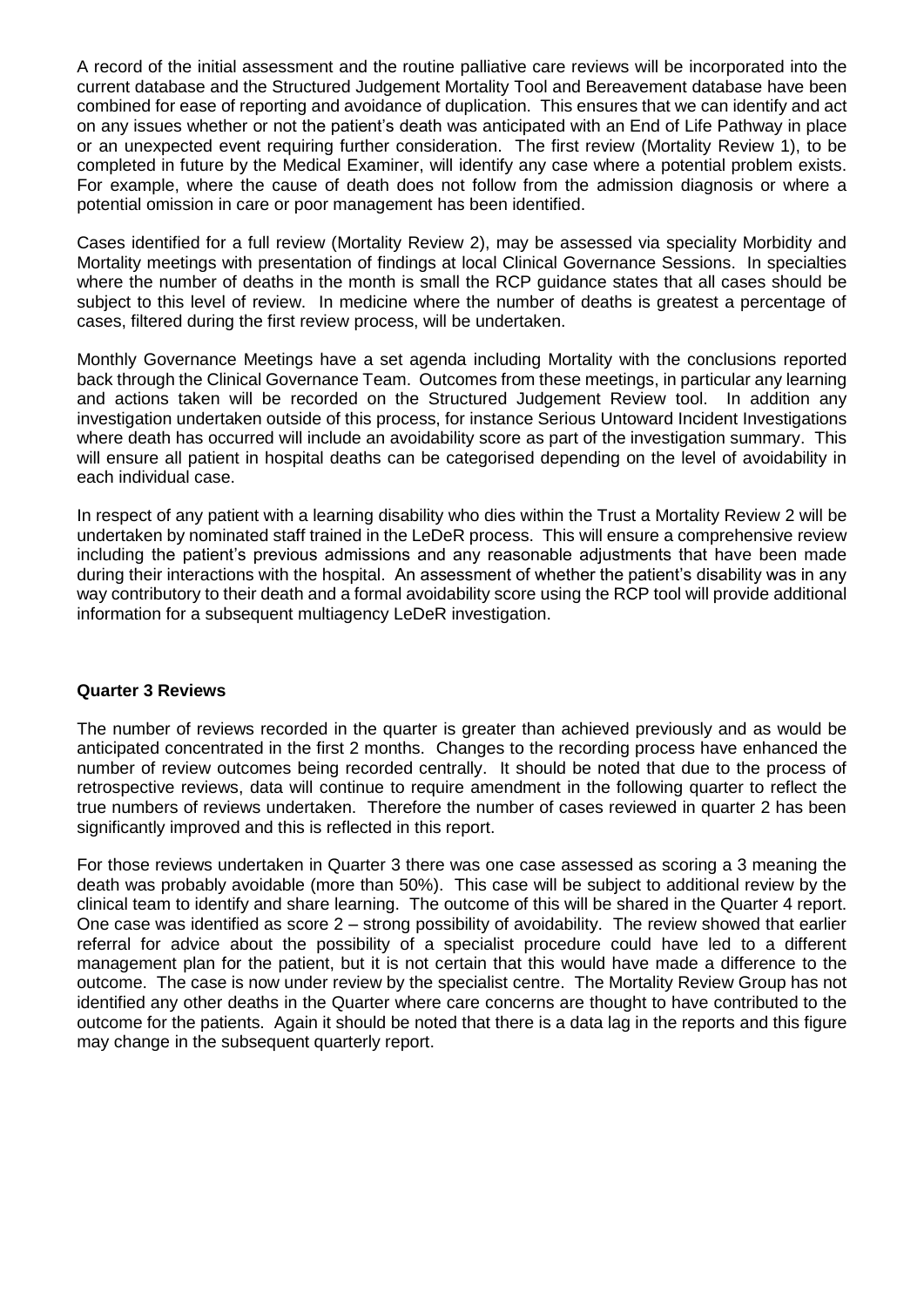A record of the initial assessment and the routine palliative care reviews will be incorporated into the current database and the Structured Judgement Mortality Tool and Bereavement database have been combined for ease of reporting and avoidance of duplication. This ensures that we can identify and act on any issues whether or not the patient's death was anticipated with an End of Life Pathway in place or an unexpected event requiring further consideration. The first review (Mortality Review 1), to be completed in future by the Medical Examiner, will identify any case where a potential problem exists. For example, where the cause of death does not follow from the admission diagnosis or where a potential omission in care or poor management has been identified.

Cases identified for a full review (Mortality Review 2), may be assessed via speciality Morbidity and Mortality meetings with presentation of findings at local Clinical Governance Sessions. In specialties where the number of deaths in the month is small the RCP guidance states that all cases should be subject to this level of review. In medicine where the number of deaths is greatest a percentage of cases, filtered during the first review process, will be undertaken.

Monthly Governance Meetings have a set agenda including Mortality with the conclusions reported back through the Clinical Governance Team. Outcomes from these meetings, in particular any learning and actions taken will be recorded on the Structured Judgement Review tool. In addition any investigation undertaken outside of this process, for instance Serious Untoward Incident Investigations where death has occurred will include an avoidability score as part of the investigation summary. This will ensure all patient in hospital deaths can be categorised depending on the level of avoidability in each individual case.

In respect of any patient with a learning disability who dies within the Trust a Mortality Review 2 will be undertaken by nominated staff trained in the LeDeR process. This will ensure a comprehensive review including the patient's previous admissions and any reasonable adjustments that have been made during their interactions with the hospital. An assessment of whether the patient's disability was in any way contributory to their death and a formal avoidability score using the RCP tool will provide additional information for a subsequent multiagency LeDeR investigation.

**Quarter 3 Reviews**

The number of reviews recorded in the quarter is greater than achieved previously and as would be anticipated concentrated in the first 2 months. Changes to the recording process have enhanced the number of review outcomes being recorded centrally. It should be noted that due to the process of retrospective reviews, data will continue to require amendment in the following quarter to reflect the true numbers of reviews undertaken. Therefore the number of cases reviewed in quarter 2 has been significantly improved and this is reflected in this report.

For those reviews undertaken in Quarter 3 there was one case assessed as scoring a 3 meaning the death was probably avoidable (more than 50%). This case will be subject to additional review by the clinical team to identify and share learning. The outcome of this will be shared in the Quarter 4 report. One case was identified as score 2 – strong possibility of avoidability. The review showed that earlier referral for advice about the possibility of a specialist procedure could have led to a different management plan for the patient, but it is not certain that this would have made a difference to the outcome. The case is now under review by the specialist centre. The Mortality Review Group has not identified any other deaths in the Quarter where care concerns are thought to have contributed to the outcome for the patients. Again it should be noted that there is a data lag in the reports and this figure may change in the subsequent quarterly report.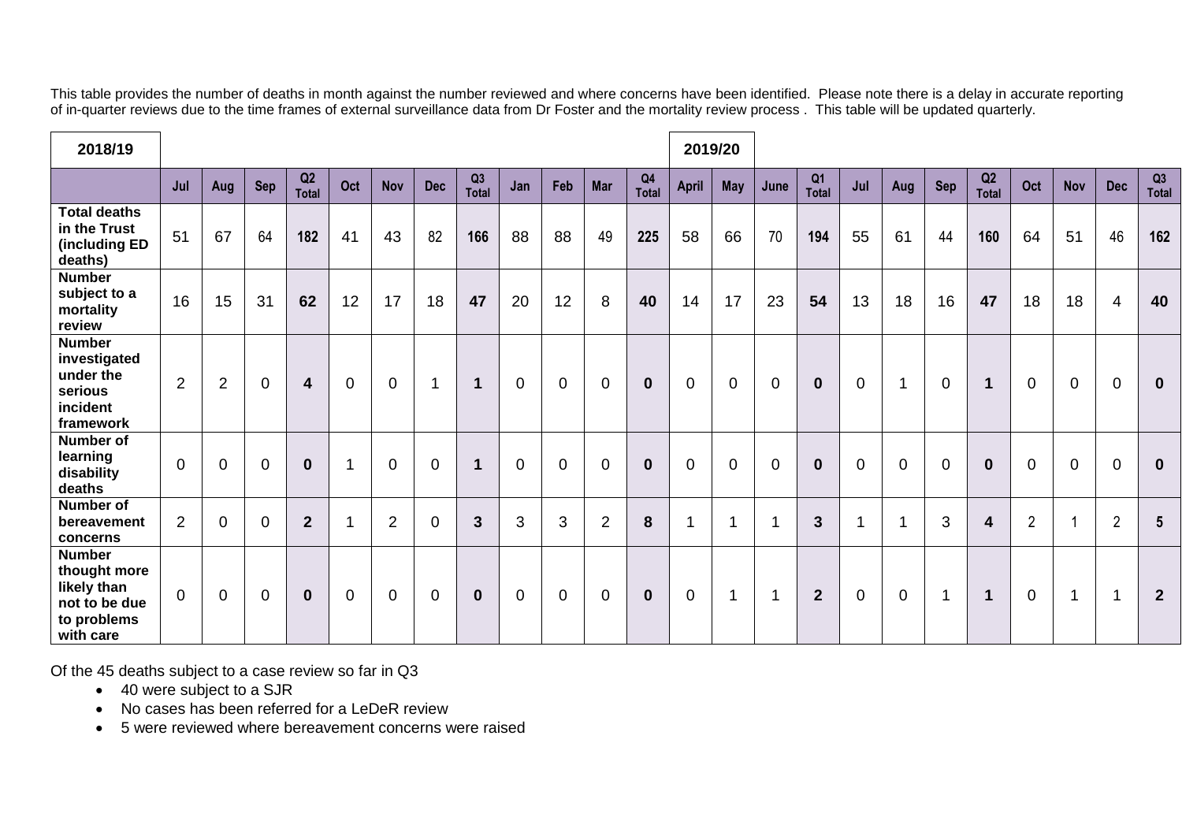This table provides the number of deaths in month against the number reviewed and where concerns have been identified. Please note there is a delay in accurate reporting of in-quarter reviews due to the time frames of external surveillance data from Dr Foster and the mortality review process . This table will be updated quarterly.

| 2018/19 | | | | | | | | | | | | | 2019/20 | | | | | | | | | | | | |
|---|---|---|---|---|---|---|---|---|---|---|---|---|---|---|---|---|---|---|---|---|---|---|---|---|
| | Jul | Aug | Sep | Q2 Total | Oct | Nov | Dec | Q3 Total | Jan | Feb | Mar | Q4 Total | April | May | June | Q1 Total | Jul | Aug | Sep | Q2 Total | Oct | Nov | Dec | Q3 Total |
| **Total deaths in the Trust (including ED deaths)** | 51 | 67 | 64 | **182** | 41 | 43 | 82 | **166** | 88 | 88 | 49 | **225** | 58 | 66 | 70 | **194** | 55 | 61 | 44 | **160** | 64 | 51 | 46 | **162** |
| **Number subject to a mortality review** | 16 | 15 | 31 | **62** | 12 | 17 | 18 | **47** | 20 | 12 | 8 | **40** | 14 | 17 | 23 | **54** | 13 | 18 | 16 | **47** | 18 | 18 | 4 | **40** |
| **Number investigated under the serious incident framework** | 2 | 2 | 0 | **4** | 0 | 0 | 1 | **1** | 0 | 0 | 0 | **0** | 0 | 0 | 0 | **0** | 0 | 1 | 0 | **1** | 0 | 0 | 0 | **0** |
| **Number of learning disability deaths** | 0 | 0 | 0 | **0** | 1 | 0 | 0 | **1** | 0 | 0 | 0 | **0** | 0 | 0 | 0 | **0** | 0 | 0 | 0 | **0** | 0 | 0 | 0 | **0** |
| **Number of bereavement concerns** | 2 | 0 | 0 | **2** | 1 | 2 | 0 | **3** | 3 | 3 | 2 | **8** | 1 | 1 | 1 | **3** | 1 | 1 | 3 | **4** | 2 | 1 | 2 | **5** |
| **Number thought more likely than not to be due to problems with care** | 0 | 0 | 0 | **0** | 0 | 0 | 0 | **0** | 0 | 0 | 0 | **0** | 0 | 1 | 1 | **2** | 0 | 0 | 1 | **1** | 0 | 1 | 1 | **2** |

Of the 45 deaths subject to a case review so far in Q3

- 40 were subject to a SJR
- No cases has been referred for a LeDeR review
- 5 were reviewed where bereavement concerns were raised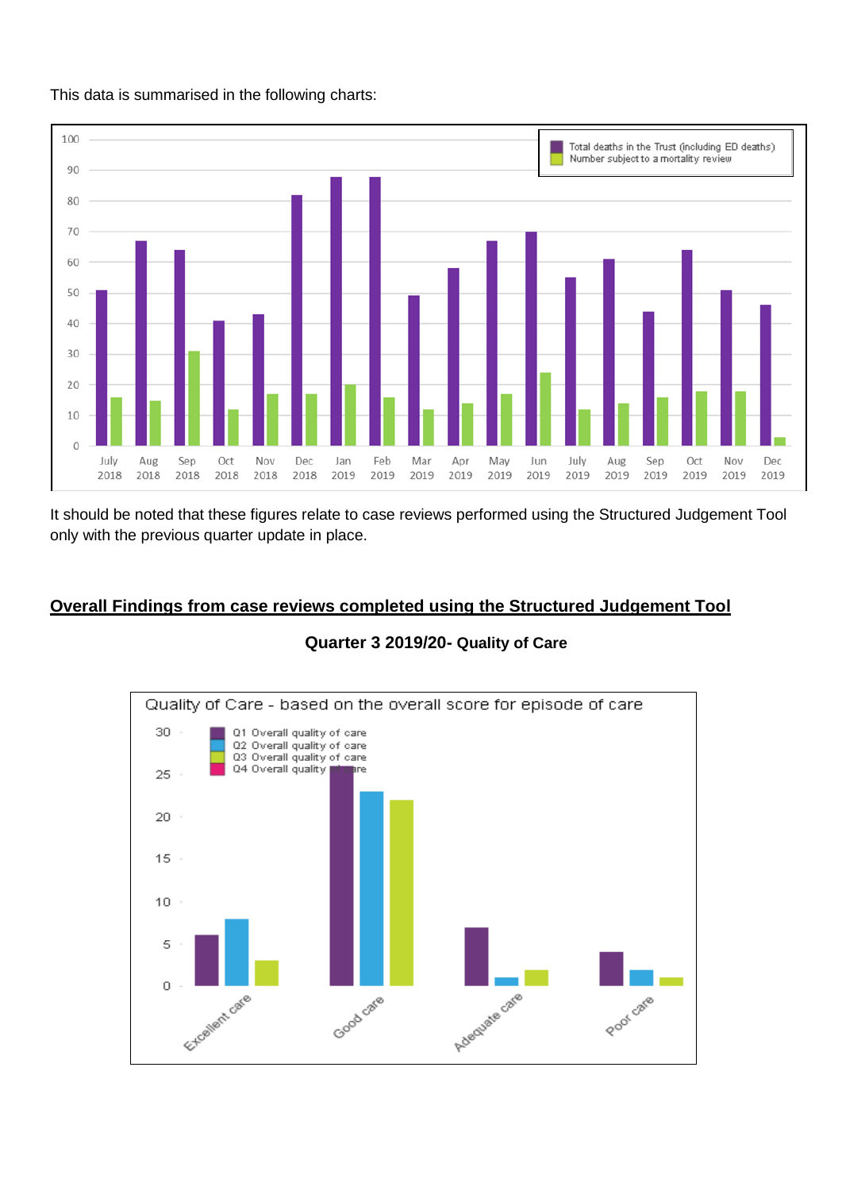This data is summarised in the following charts:

100
90
80
70
60
50
40
30
20
10
0

Total deaths in the Trust (including ED deaths)
Number subject to a mortality review

July 2018, Aug 2018, Sep 2018, Oct 2018, Nov 2018, Dec 2018, Jan 2019, Feb 2019, Mar 2019, Apr 2019, May 2019, Jun 2019, July 2019, Aug 2019, Sep 2019, Oct 2019, Nov 2019, Dec 2019

It should be noted that these figures relate to case reviews performed using the Structured Judgement Tool only with the previous quarter update in place.

## **Overall Findings from case reviews completed using the Structured Judgement Tool**

### **Quarter 3 2019/20- Quality of Care**

Quality of Care - based on the overall score for episode of care

30
25
20
15
10
5
0

Q1 Overall quality of care
Q2 Overall quality of care
Q3 Overall quality of care
Q4 Overall quality of care

Excellent care
Good care
Adequate care
Poor care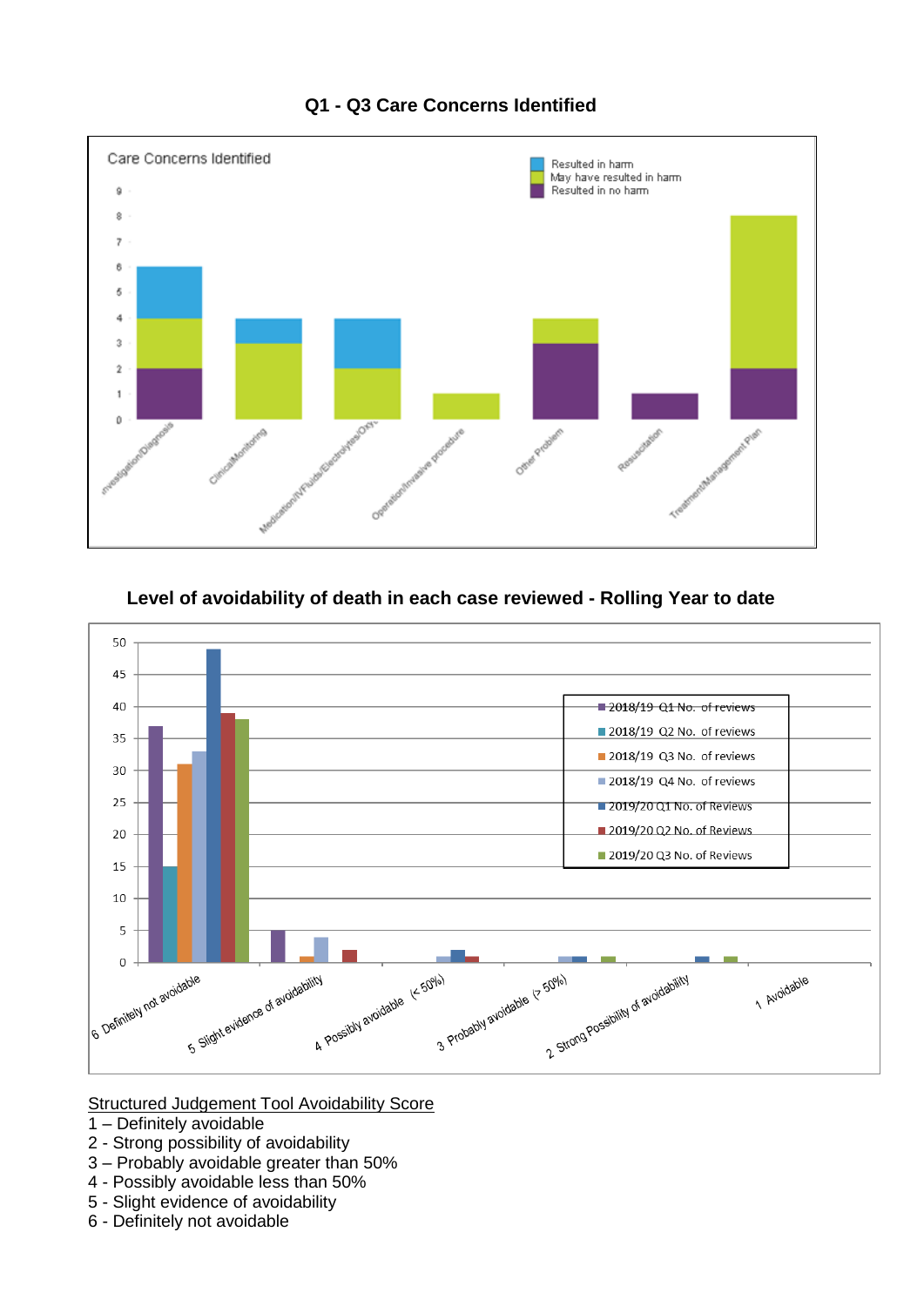## Q1 - Q3 Care Concerns Identified

Care Concerns Identified

Resulted in harm
May have resulted in harm
Resulted in no harm

9
8
7
6
5
4
3
2
1
0

Investigation/Diagnosis
Clinical/Monitoring
Medication/IV/Fluids/Electrolytes/Oxy
Operation/Invasive procedure
Other Problem
Resuscitation
Treatment/Management Plan

## Level of avoidability of death in each case reviewed - Rolling Year to date

50
45
40
35
30
25
20
15
10
5
0

2018/19 Q1 No. of reviews
2018/19 Q2 No. of reviews
2018/19 Q3 No. of reviews
2018/19 Q4 No. of reviews
2019/20 Q1 No. of Reviews
2019/20 Q2 No. of Reviews
2019/20 Q3 No. of Reviews

6 Definitely not avoidable
5 Slight evidence of avoidability
4 Possibly avoidable (< 50%)
3 Probably avoidable (> 50%)
2 Strong Possibility of avoidability
1 Avoidable

Structured Judgement Tool Avoidability Score

1 – Definitely avoidable
2 - Strong possibility of avoidability
3 – Probably avoidable greater than 50%
4 - Possibly avoidable less than 50%
5 - Slight evidence of avoidability
6 - Definitely not avoidable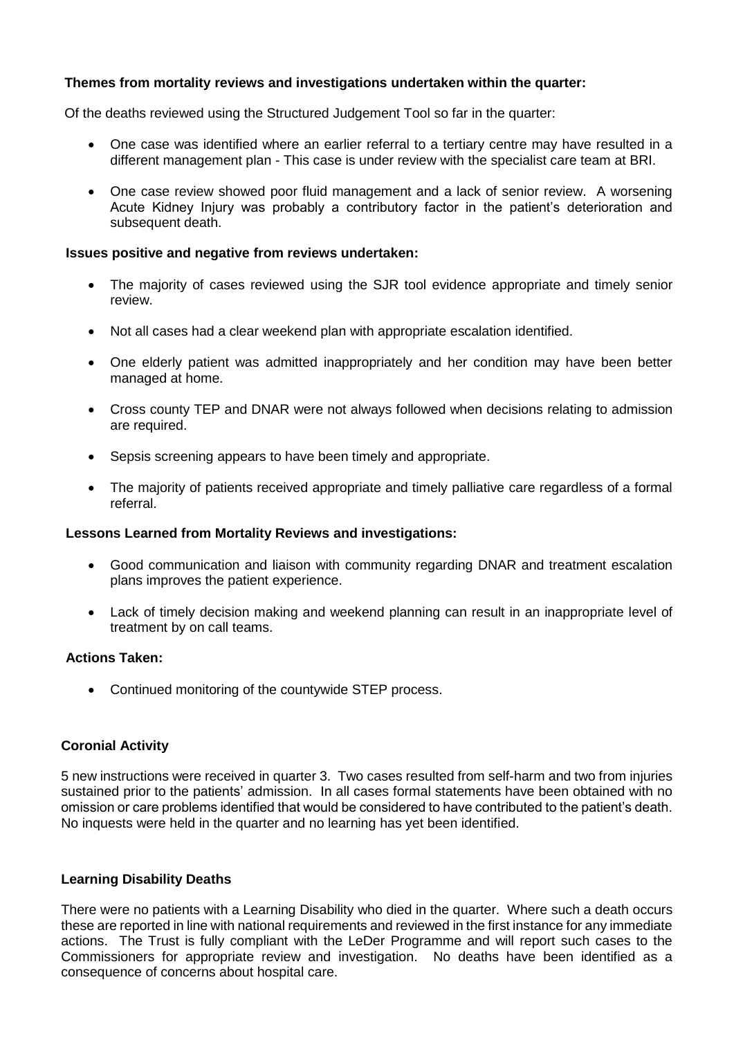**Themes from mortality reviews and investigations undertaken within the quarter:**

Of the deaths reviewed using the Structured Judgement Tool so far in the quarter:

- One case was identified where an earlier referral to a tertiary centre may have resulted in a different management plan - This case is under review with the specialist care team at BRI.
- One case review showed poor fluid management and a lack of senior review. A worsening Acute Kidney Injury was probably a contributory factor in the patient's deterioration and subsequent death.

**Issues positive and negative from reviews undertaken:**

- The majority of cases reviewed using the SJR tool evidence appropriate and timely senior review.
- Not all cases had a clear weekend plan with appropriate escalation identified.
- One elderly patient was admitted inappropriately and her condition may have been better managed at home.
- Cross county TEP and DNAR were not always followed when decisions relating to admission are required.
- Sepsis screening appears to have been timely and appropriate.
- The majority of patients received appropriate and timely palliative care regardless of a formal referral.

**Lessons Learned from Mortality Reviews and investigations:**

- Good communication and liaison with community regarding DNAR and treatment escalation plans improves the patient experience.
- Lack of timely decision making and weekend planning can result in an inappropriate level of treatment by on call teams.

**Actions Taken:**

- Continued monitoring of the countywide STEP process.

**Coronial Activity**

5 new instructions were received in quarter 3. Two cases resulted from self-harm and two from injuries sustained prior to the patients' admission. In all cases formal statements have been obtained with no omission or care problems identified that would be considered to have contributed to the patient's death. No inquests were held in the quarter and no learning has yet been identified.

**Learning Disability Deaths**

There were no patients with a Learning Disability who died in the quarter. Where such a death occurs these are reported in line with national requirements and reviewed in the first instance for any immediate actions. The Trust is fully compliant with the LeDer Programme and will report such cases to the Commissioners for appropriate review and investigation. No deaths have been identified as a consequence of concerns about hospital care.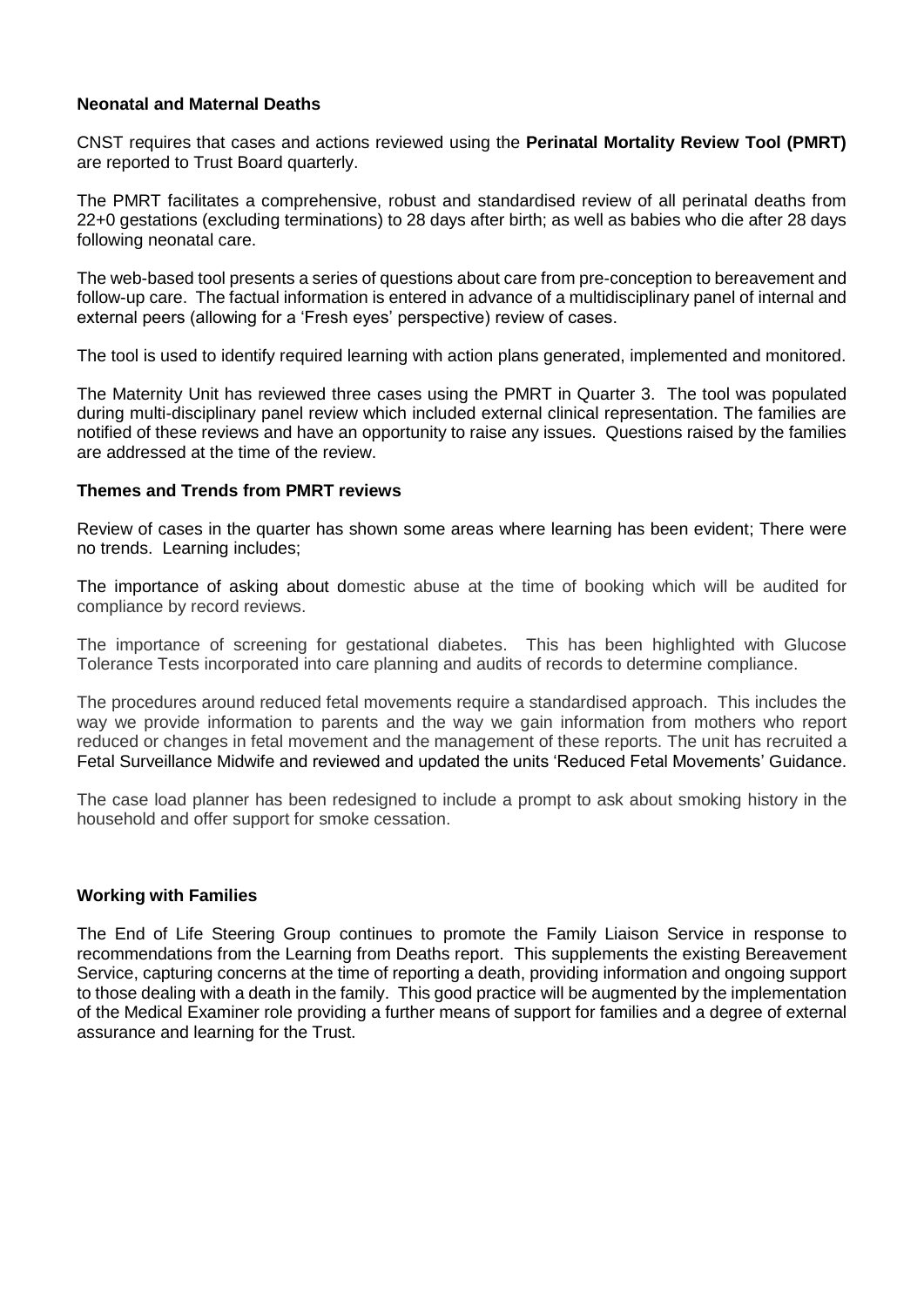**Neonatal and Maternal Deaths**

CNST requires that cases and actions reviewed using the **Perinatal Mortality Review Tool (PMRT)** are reported to Trust Board quarterly.

The PMRT facilitates a comprehensive, robust and standardised review of all perinatal deaths from 22+0 gestations (excluding terminations) to 28 days after birth; as well as babies who die after 28 days following neonatal care.

The web-based tool presents a series of questions about care from pre-conception to bereavement and follow-up care. The factual information is entered in advance of a multidisciplinary panel of internal and external peers (allowing for a 'Fresh eyes' perspective) review of cases.

The tool is used to identify required learning with action plans generated, implemented and monitored.

The Maternity Unit has reviewed three cases using the PMRT in Quarter 3. The tool was populated during multi-disciplinary panel review which included external clinical representation. The families are notified of these reviews and have an opportunity to raise any issues. Questions raised by the families are addressed at the time of the review.

**Themes and Trends from PMRT reviews**

Review of cases in the quarter has shown some areas where learning has been evident; There were no trends. Learning includes;

The importance of asking about domestic abuse at the time of booking which will be audited for compliance by record reviews.

The importance of screening for gestational diabetes. This has been highlighted with Glucose Tolerance Tests incorporated into care planning and audits of records to determine compliance.

The procedures around reduced fetal movements require a standardised approach. This includes the way we provide information to parents and the way we gain information from mothers who report reduced or changes in fetal movement and the management of these reports. The unit has recruited a Fetal Surveillance Midwife and reviewed and updated the units 'Reduced Fetal Movements' Guidance.

The case load planner has been redesigned to include a prompt to ask about smoking history in the household and offer support for smoke cessation.

**Working with Families**

The End of Life Steering Group continues to promote the Family Liaison Service in response to recommendations from the Learning from Deaths report. This supplements the existing Bereavement Service, capturing concerns at the time of reporting a death, providing information and ongoing support to those dealing with a death in the family. This good practice will be augmented by the implementation of the Medical Examiner role providing a further means of support for families and a degree of external assurance and learning for the Trust.